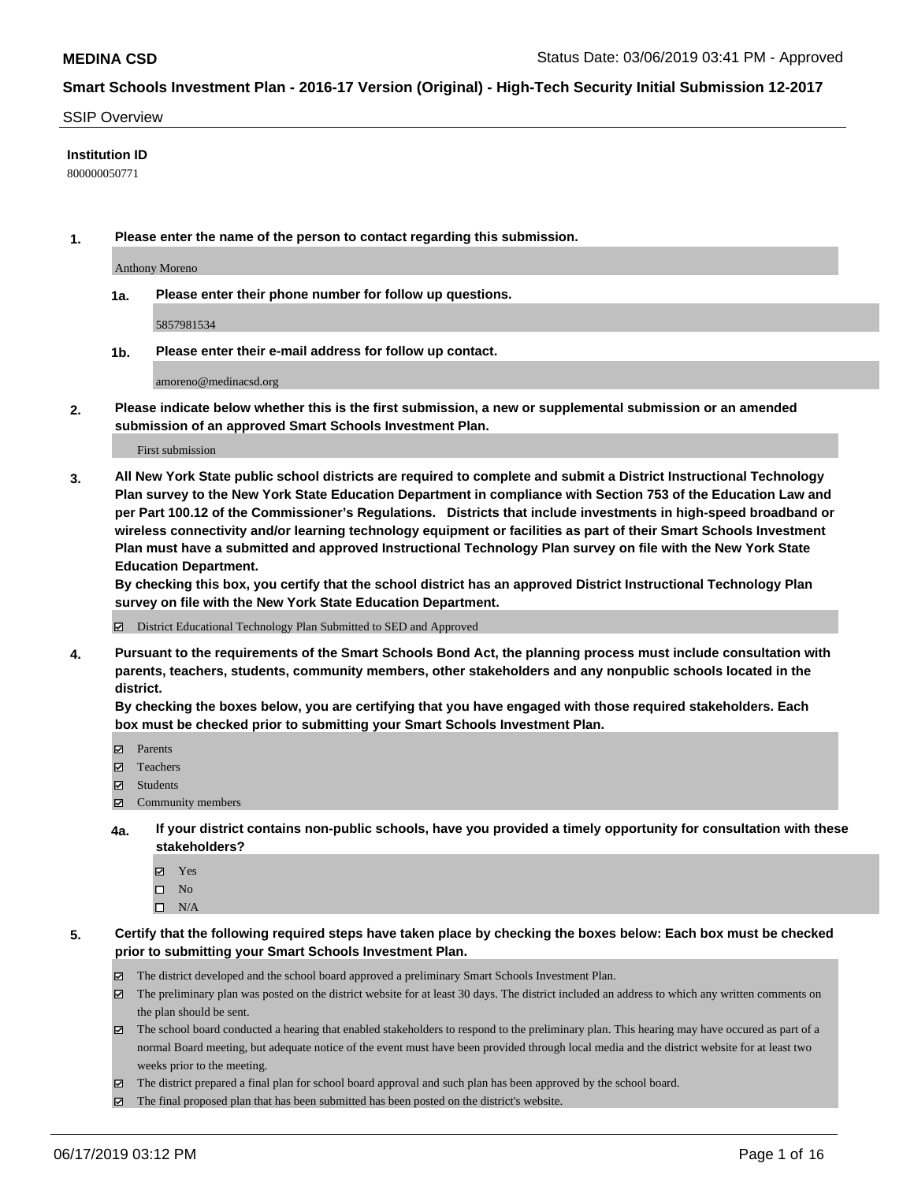**MEDINA CSD** Status Date: 03/06/2019 03:41 PM - Approved

**Smart Schools Investment Plan - 2016-17 Version (Original) - High-Tech Security Initial Submission 12-2017**

SSIP Overview

**Institution ID**

800000050771

**1. Please enter the name of the person to contact regarding this submission.**

Anthony Moreno

**1a. Please enter their phone number for follow up questions.**

5857981534

**1b. Please enter their e-mail address for follow up contact.**

amoreno@medinacsd.org

**2. Please indicate below whether this is the first submission, a new or supplemental submission or an amended submission of an approved Smart Schools Investment Plan.**

First submission

**3. All New York State public school districts are required to complete and submit a District Instructional Technology Plan survey to the New York State Education Department in compliance with Section 753 of the Education Law and per Part 100.12 of the Commissioner's Regulations. Districts that include investments in high-speed broadband or wireless connectivity and/or learning technology equipment or facilities as part of their Smart Schools Investment Plan must have a submitted and approved Instructional Technology Plan survey on file with the New York State Education Department.**
**By checking this box, you certify that the school district has an approved District Instructional Technology Plan survey on file with the New York State Education Department.**

- ☑ District Educational Technology Plan Submitted to SED and Approved

**4. Pursuant to the requirements of the Smart Schools Bond Act, the planning process must include consultation with parents, teachers, students, community members, other stakeholders and any nonpublic schools located in the district.**
**By checking the boxes below, you are certifying that you have engaged with those required stakeholders. Each box must be checked prior to submitting your Smart Schools Investment Plan.**

- ☑ Parents
- ☑ Teachers
- ☑ Students
- ☑ Community members

**4a. If your district contains non-public schools, have you provided a timely opportunity for consultation with these stakeholders?**

- ☑ Yes
- ☐ No
- ☐ N/A

**5. Certify that the following required steps have taken place by checking the boxes below: Each box must be checked prior to submitting your Smart Schools Investment Plan.**

- ☑ The district developed and the school board approved a preliminary Smart Schools Investment Plan.
- ☑ The preliminary plan was posted on the district website for at least 30 days. The district included an address to which any written comments on the plan should be sent.
- ☑ The school board conducted a hearing that enabled stakeholders to respond to the preliminary plan. This hearing may have occured as part of a normal Board meeting, but adequate notice of the event must have been provided through local media and the district website for at least two weeks prior to the meeting.
- ☑ The district prepared a final plan for school board approval and such plan has been approved by the school board.
- ☑ The final proposed plan that has been submitted has been posted on the district's website.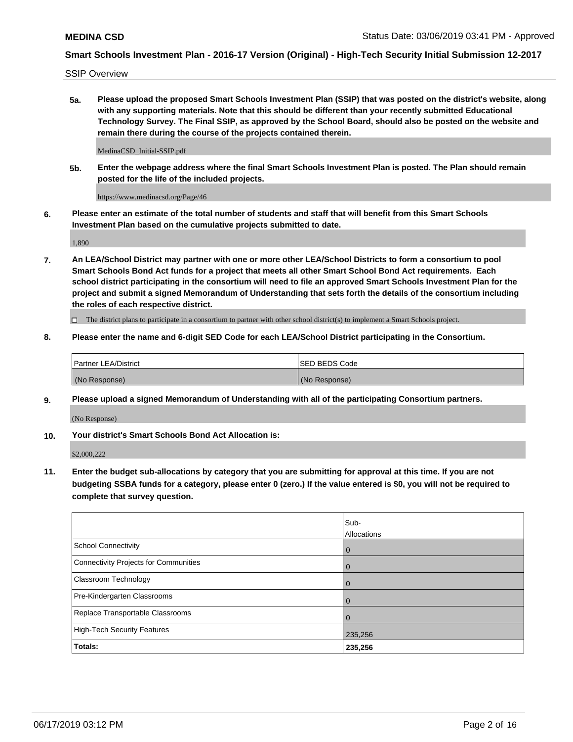**MEDINA CSD**

**Smart Schools Investment Plan - 2016-17 Version (Original) - High-Tech Security Initial Submission 12-2017**

SSIP Overview

**5a. Please upload the proposed Smart Schools Investment Plan (SSIP) that was posted on the district's website, along with any supporting materials. Note that this should be different than your recently submitted Educational Technology Survey. The Final SSIP, as approved by the School Board, should also be posted on the website and remain there during the course of the projects contained therein.**

MedinaCSD_Initial-SSIP.pdf

**5b. Enter the webpage address where the final Smart Schools Investment Plan is posted. The Plan should remain posted for the life of the included projects.**

https://www.medinacsd.org/Page/46

**6. Please enter an estimate of the total number of students and staff that will benefit from this Smart Schools Investment Plan based on the cumulative projects submitted to date.**

1,890

**7. An LEA/School District may partner with one or more other LEA/School Districts to form a consortium to pool Smart Schools Bond Act funds for a project that meets all other Smart School Bond Act requirements. Each school district participating in the consortium will need to file an approved Smart Schools Investment Plan for the project and submit a signed Memorandum of Understanding that sets forth the details of the consortium including the roles of each respective district.**

☐ The district plans to participate in a consortium to partner with other school district(s) to implement a Smart Schools project.

**8. Please enter the name and 6-digit SED Code for each LEA/School District participating in the Consortium.**

| Partner LEA/District | SED BEDS Code |
|---|---|
| (No Response) | (No Response) |

**9. Please upload a signed Memorandum of Understanding with all of the participating Consortium partners.**

(No Response)

**10. Your district's Smart Schools Bond Act Allocation is:**

$2,000,222

**11. Enter the budget sub-allocations by category that you are submitting for approval at this time. If you are not budgeting SSBA funds for a category, please enter 0 (zero.) If the value entered is $0, you will not be required to complete that survey question.**

| | Sub-Allocations |
|---|---|
| School Connectivity | 0 |
| Connectivity Projects for Communities | 0 |
| Classroom Technology | 0 |
| Pre-Kindergarten Classrooms | 0 |
| Replace Transportable Classrooms | 0 |
| High-Tech Security Features | 235,256 |
| **Totals:** | **235,256** |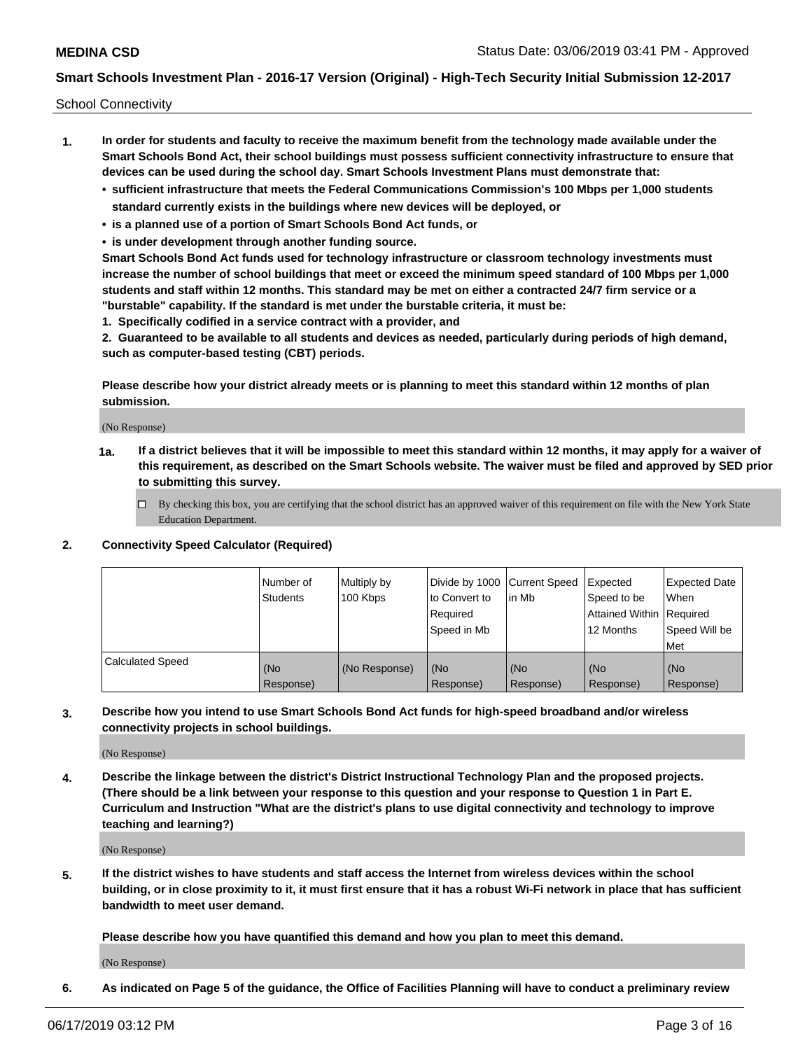School Connectivity

1. **In order for students and faculty to receive the maximum benefit from the technology made available under the Smart Schools Bond Act, their school buildings must possess sufficient connectivity infrastructure to ensure that devices can be used during the school day. Smart Schools Investment Plans must demonstrate that:**
   - **sufficient infrastructure that meets the Federal Communications Commission's 100 Mbps per 1,000 students standard currently exists in the buildings where new devices will be deployed, or**
   - **is a planned use of a portion of Smart Schools Bond Act funds, or**
   - **is under development through another funding source.**

   **Smart Schools Bond Act funds used for technology infrastructure or classroom technology investments must increase the number of school buildings that meet or exceed the minimum speed standard of 100 Mbps per 1,000 students and staff within 12 months. This standard may be met on either a contracted 24/7 firm service or a "burstable" capability. If the standard is met under the burstable criteria, it must be:**

   **1. Specifically codified in a service contract with a provider, and**

   **2. Guaranteed to be available to all students and devices as needed, particularly during periods of high demand, such as computer-based testing (CBT) periods.**

   **Please describe how your district already meets or is planning to meet this standard within 12 months of plan submission.**

   (No Response)

   **1a. If a district believes that it will be impossible to meet this standard within 12 months, it may apply for a waiver of this requirement, as described on the Smart Schools website. The waiver must be filed and approved by SED prior to submitting this survey.**

   ☐ By checking this box, you are certifying that the school district has an approved waiver of this requirement on file with the New York State Education Department.

2. **Connectivity Speed Calculator (Required)**

| | Number of Students | Multiply by 100 Kbps | Divide by 1000 to Convert to Required Speed in Mb | Current Speed in Mb | Expected Speed to be Attained Within 12 Months | Expected Date When Required Speed Will be Met |
|---|---|---|---|---|---|---|
| Calculated Speed | (No Response) | (No Response) | (No Response) | (No Response) | (No Response) | (No Response) |

3. **Describe how you intend to use Smart Schools Bond Act funds for high-speed broadband and/or wireless connectivity projects in school buildings.**

   (No Response)

4. **Describe the linkage between the district's District Instructional Technology Plan and the proposed projects. (There should be a link between your response to this question and your response to Question 1 in Part E. Curriculum and Instruction "What are the district's plans to use digital connectivity and technology to improve teaching and learning?)**

   (No Response)

5. **If the district wishes to have students and staff access the Internet from wireless devices within the school building, or in close proximity to it, it must first ensure that it has a robust Wi-Fi network in place that has sufficient bandwidth to meet user demand.**

   **Please describe how you have quantified this demand and how you plan to meet this demand.**

   (No Response)

6. **As indicated on Page 5 of the guidance, the Office of Facilities Planning will have to conduct a preliminary review**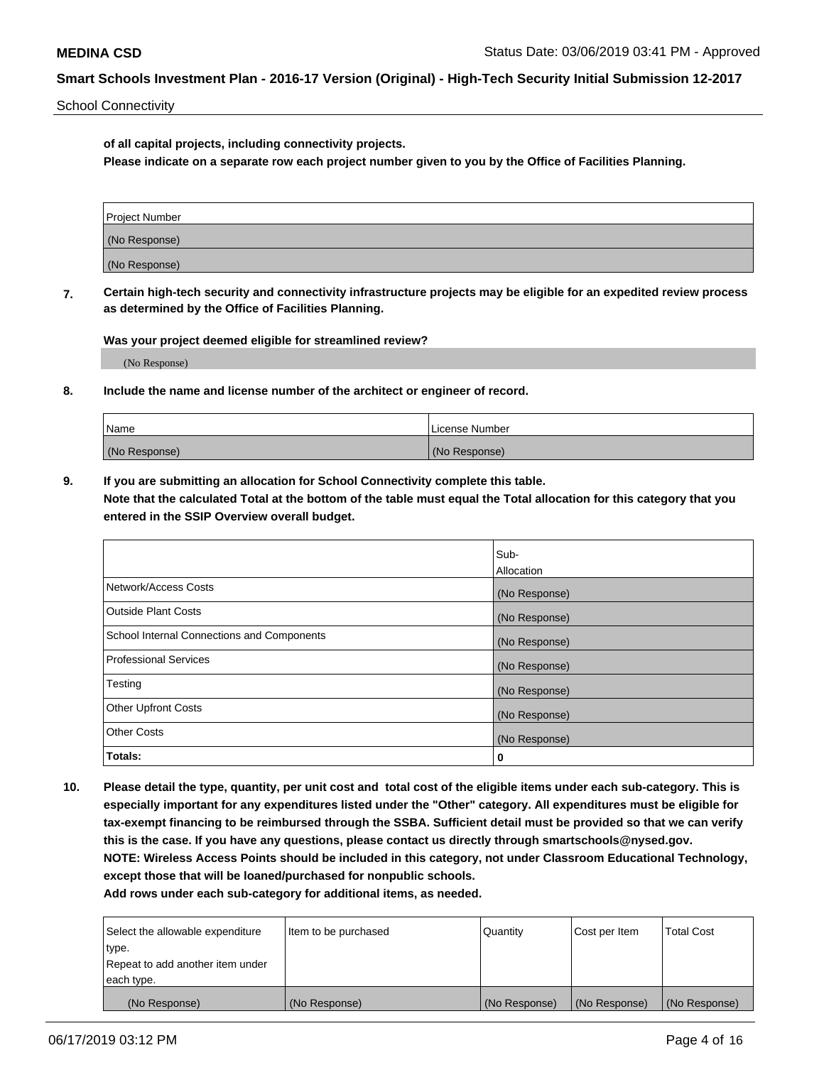School Connectivity

**of all capital projects, including connectivity projects.**
**Please indicate on a separate row each project number given to you by the Office of Facilities Planning.**

| Project Number |
| --- |
| (No Response) |
| (No Response) |

**7. Certain high-tech security and connectivity infrastructure projects may be eligible for an expedited review process as determined by the Office of Facilities Planning.**

**Was your project deemed eligible for streamlined review?**

(No Response)

**8. Include the name and license number of the architect or engineer of record.**

| Name | License Number |
| --- | --- |
| (No Response) | (No Response) |

**9. If you are submitting an allocation for School Connectivity complete this table.**
**Note that the calculated Total at the bottom of the table must equal the Total allocation for this category that you entered in the SSIP Overview overall budget.**

| | Sub-Allocation |
| --- | --- |
| Network/Access Costs | (No Response) |
| Outside Plant Costs | (No Response) |
| School Internal Connections and Components | (No Response) |
| Professional Services | (No Response) |
| Testing | (No Response) |
| Other Upfront Costs | (No Response) |
| Other Costs | (No Response) |
| **Totals:** | 0 |

**10. Please detail the type, quantity, per unit cost and total cost of the eligible items under each sub-category. This is especially important for any expenditures listed under the "Other" category. All expenditures must be eligible for tax-exempt financing to be reimbursed through the SSBA. Sufficient detail must be provided so that we can verify this is the case. If you have any questions, please contact us directly through smartschools@nysed.gov.**
**NOTE: Wireless Access Points should be included in this category, not under Classroom Educational Technology, except those that will be loaned/purchased for nonpublic schools.**
**Add rows under each sub-category for additional items, as needed.**

| Select the allowable expenditure type. Repeat to add another item under each type. | Item to be purchased | Quantity | Cost per Item | Total Cost |
| --- | --- | --- | --- | --- |
| (No Response) | (No Response) | (No Response) | (No Response) | (No Response) |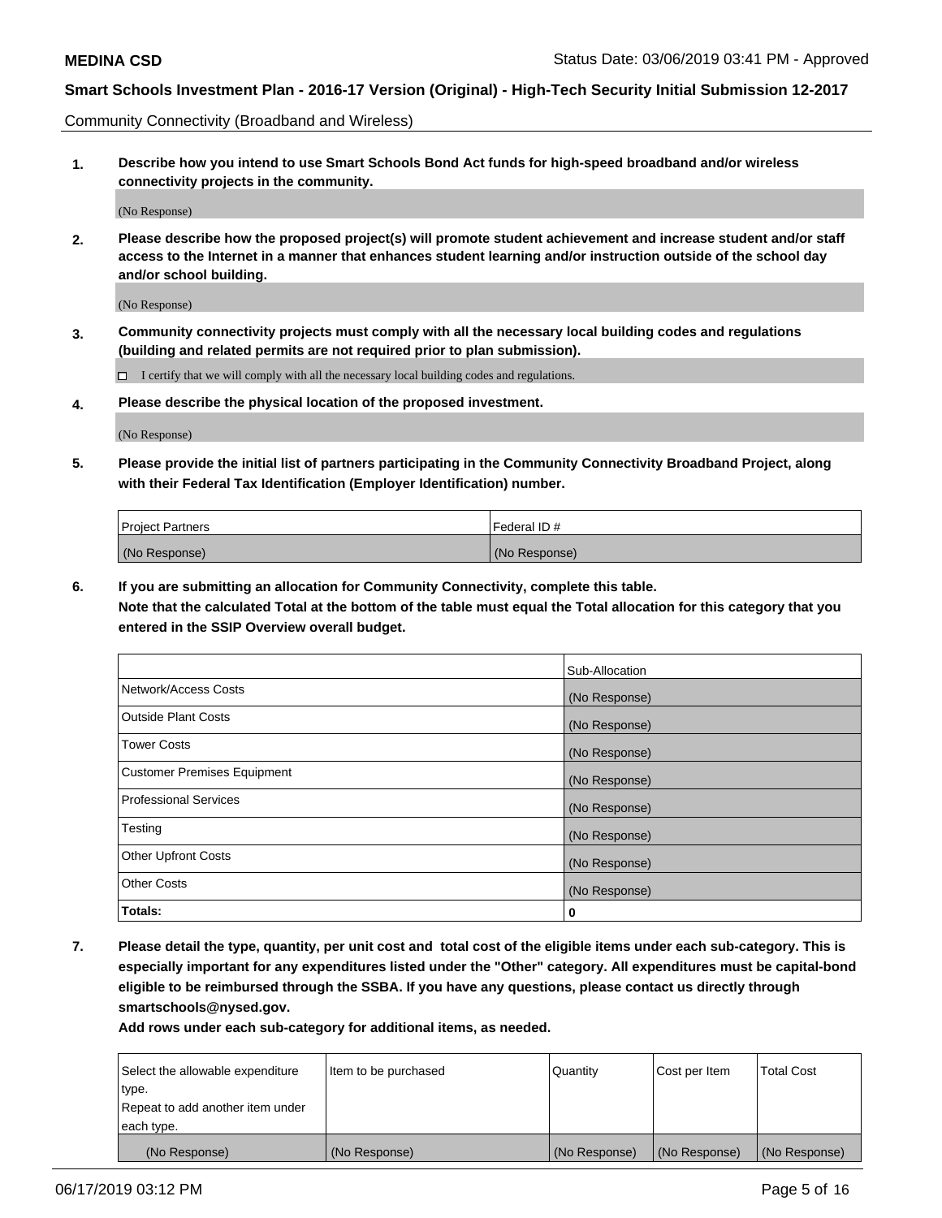Community Connectivity (Broadband and Wireless)

**1. Describe how you intend to use Smart Schools Bond Act funds for high-speed broadband and/or wireless connectivity projects in the community.**

(No Response)

**2. Please describe how the proposed project(s) will promote student achievement and increase student and/or staff access to the Internet in a manner that enhances student learning and/or instruction outside of the school day and/or school building.**

(No Response)

**3. Community connectivity projects must comply with all the necessary local building codes and regulations (building and related permits are not required prior to plan submission).**

☐ I certify that we will comply with all the necessary local building codes and regulations.

**4. Please describe the physical location of the proposed investment.**

(No Response)

**5. Please provide the initial list of partners participating in the Community Connectivity Broadband Project, along with their Federal Tax Identification (Employer Identification) number.**

| Project Partners | Federal ID # |
|---|---|
| (No Response) | (No Response) |

**6. If you are submitting an allocation for Community Connectivity, complete this table.**
**Note that the calculated Total at the bottom of the table must equal the Total allocation for this category that you entered in the SSIP Overview overall budget.**

| | Sub-Allocation |
|---|---|
| Network/Access Costs | (No Response) |
| Outside Plant Costs | (No Response) |
| Tower Costs | (No Response) |
| Customer Premises Equipment | (No Response) |
| Professional Services | (No Response) |
| Testing | (No Response) |
| Other Upfront Costs | (No Response) |
| Other Costs | (No Response) |
| **Totals:** | **0** |

**7. Please detail the type, quantity, per unit cost and total cost of the eligible items under each sub-category. This is especially important for any expenditures listed under the "Other" category. All expenditures must be capital-bond eligible to be reimbursed through the SSBA. If you have any questions, please contact us directly through smartschools@nysed.gov.**
**Add rows under each sub-category for additional items, as needed.**

| Select the allowable expenditure type. Repeat to add another item under each type. | Item to be purchased | Quantity | Cost per Item | Total Cost |
|---|---|---|---|---|
| (No Response) | (No Response) | (No Response) | (No Response) | (No Response) |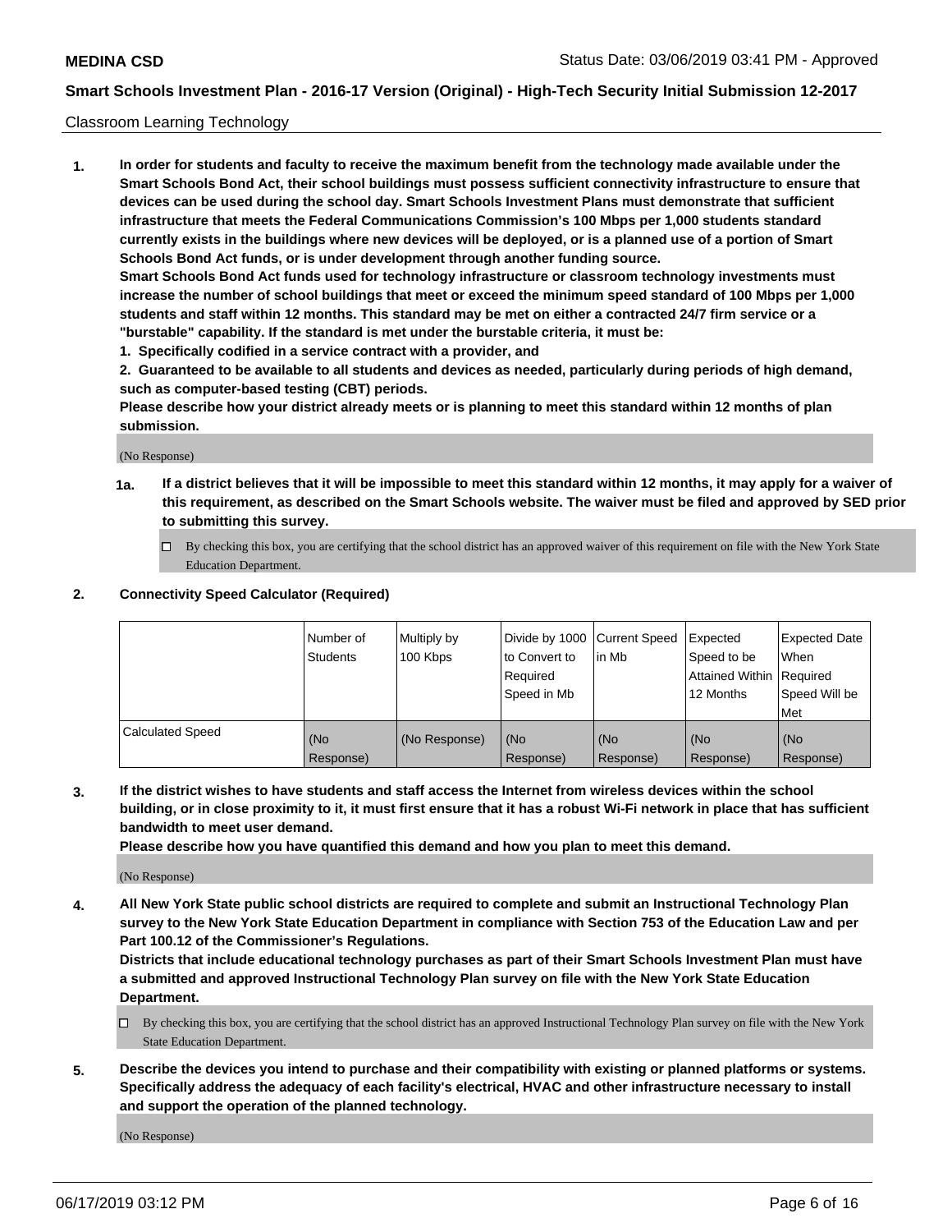Classroom Learning Technology

**1. In order for students and faculty to receive the maximum benefit from the technology made available under the Smart Schools Bond Act, their school buildings must possess sufficient connectivity infrastructure to ensure that devices can be used during the school day. Smart Schools Investment Plans must demonstrate that sufficient infrastructure that meets the Federal Communications Commission's 100 Mbps per 1,000 students standard currently exists in the buildings where new devices will be deployed, or is a planned use of a portion of Smart Schools Bond Act funds, or is under development through another funding source.**

**Smart Schools Bond Act funds used for technology infrastructure or classroom technology investments must increase the number of school buildings that meet or exceed the minimum speed standard of 100 Mbps per 1,000 students and staff within 12 months. This standard may be met on either a contracted 24/7 firm service or a "burstable" capability. If the standard is met under the burstable criteria, it must be:**

**1. Specifically codified in a service contract with a provider, and**

**2. Guaranteed to be available to all students and devices as needed, particularly during periods of high demand, such as computer-based testing (CBT) periods.**

**Please describe how your district already meets or is planning to meet this standard within 12 months of plan submission.**

(No Response)

**1a. If a district believes that it will be impossible to meet this standard within 12 months, it may apply for a waiver of this requirement, as described on the Smart Schools website. The waiver must be filed and approved by SED prior to submitting this survey.**

☐ By checking this box, you are certifying that the school district has an approved waiver of this requirement on file with the New York State Education Department.

**2. Connectivity Speed Calculator (Required)**

| | Number of Students | Multiply by 100 Kbps | Divide by 1000 to Convert to Required Speed in Mb | Current Speed in Mb | Expected Speed to be Attained Within 12 Months | Expected Date When Required Speed Will be Met |
|---|---|---|---|---|---|---|
| Calculated Speed | (No Response) | (No Response) | (No Response) | (No Response) | (No Response) | (No Response) |

**3. If the district wishes to have students and staff access the Internet from wireless devices within the school building, or in close proximity to it, it must first ensure that it has a robust Wi-Fi network in place that has sufficient bandwidth to meet user demand.**

**Please describe how you have quantified this demand and how you plan to meet this demand.**

(No Response)

**4. All New York State public school districts are required to complete and submit an Instructional Technology Plan survey to the New York State Education Department in compliance with Section 753 of the Education Law and per Part 100.12 of the Commissioner's Regulations.**

**Districts that include educational technology purchases as part of their Smart Schools Investment Plan must have a submitted and approved Instructional Technology Plan survey on file with the New York State Education Department.**

☐ By checking this box, you are certifying that the school district has an approved Instructional Technology Plan survey on file with the New York State Education Department.

**5. Describe the devices you intend to purchase and their compatibility with existing or planned platforms or systems. Specifically address the adequacy of each facility's electrical, HVAC and other infrastructure necessary to install and support the operation of the planned technology.**

(No Response)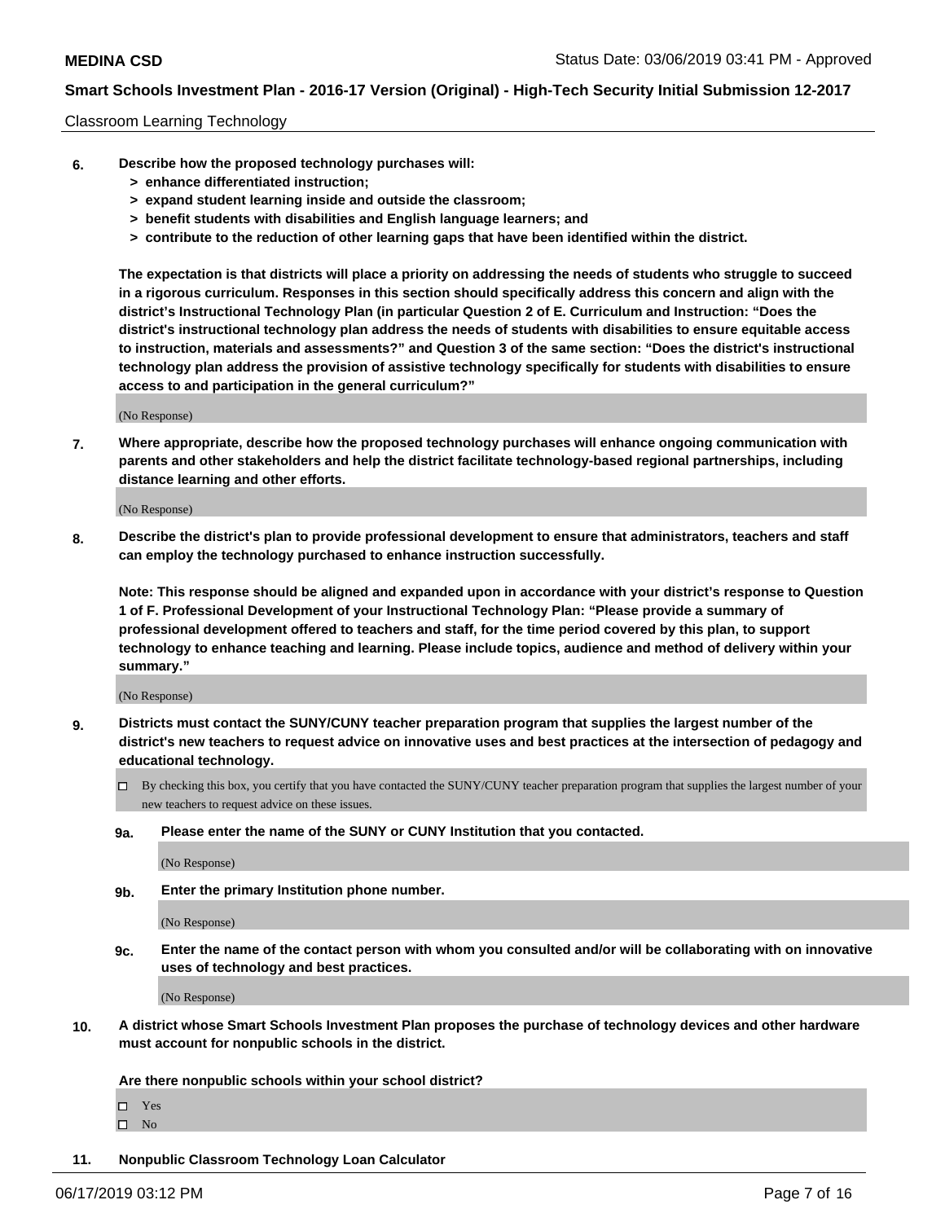Classroom Learning Technology

**6. Describe how the proposed technology purchases will:**
> **> enhance differentiated instruction;**
> **> expand student learning inside and outside the classroom;**
> **> benefit students with disabilities and English language learners; and**
> **> contribute to the reduction of other learning gaps that have been identified within the district.**

**The expectation is that districts will place a priority on addressing the needs of students who struggle to succeed in a rigorous curriculum. Responses in this section should specifically address this concern and align with the district's Instructional Technology Plan (in particular Question 2 of E. Curriculum and Instruction: "Does the district's instructional technology plan address the needs of students with disabilities to ensure equitable access to instruction, materials and assessments?" and Question 3 of the same section: "Does the district's instructional technology plan address the provision of assistive technology specifically for students with disabilities to ensure access to and participation in the general curriculum?"**

(No Response)

**7. Where appropriate, describe how the proposed technology purchases will enhance ongoing communication with parents and other stakeholders and help the district facilitate technology-based regional partnerships, including distance learning and other efforts.**

(No Response)

**8. Describe the district's plan to provide professional development to ensure that administrators, teachers and staff can employ the technology purchased to enhance instruction successfully.**

**Note: This response should be aligned and expanded upon in accordance with your district's response to Question 1 of F. Professional Development of your Instructional Technology Plan: "Please provide a summary of professional development offered to teachers and staff, for the time period covered by this plan, to support technology to enhance teaching and learning. Please include topics, audience and method of delivery within your summary."**

(No Response)

**9. Districts must contact the SUNY/CUNY teacher preparation program that supplies the largest number of the district's new teachers to request advice on innovative uses and best practices at the intersection of pedagogy and educational technology.**

☐ By checking this box, you certify that you have contacted the SUNY/CUNY teacher preparation program that supplies the largest number of your new teachers to request advice on these issues.

**9a. Please enter the name of the SUNY or CUNY Institution that you contacted.**

(No Response)

**9b. Enter the primary Institution phone number.**

(No Response)

**9c. Enter the name of the contact person with whom you consulted and/or will be collaborating with on innovative uses of technology and best practices.**

(No Response)

**10. A district whose Smart Schools Investment Plan proposes the purchase of technology devices and other hardware must account for nonpublic schools in the district.**

**Are there nonpublic schools within your school district?**

☐ Yes
☐ No

**11. Nonpublic Classroom Technology Loan Calculator**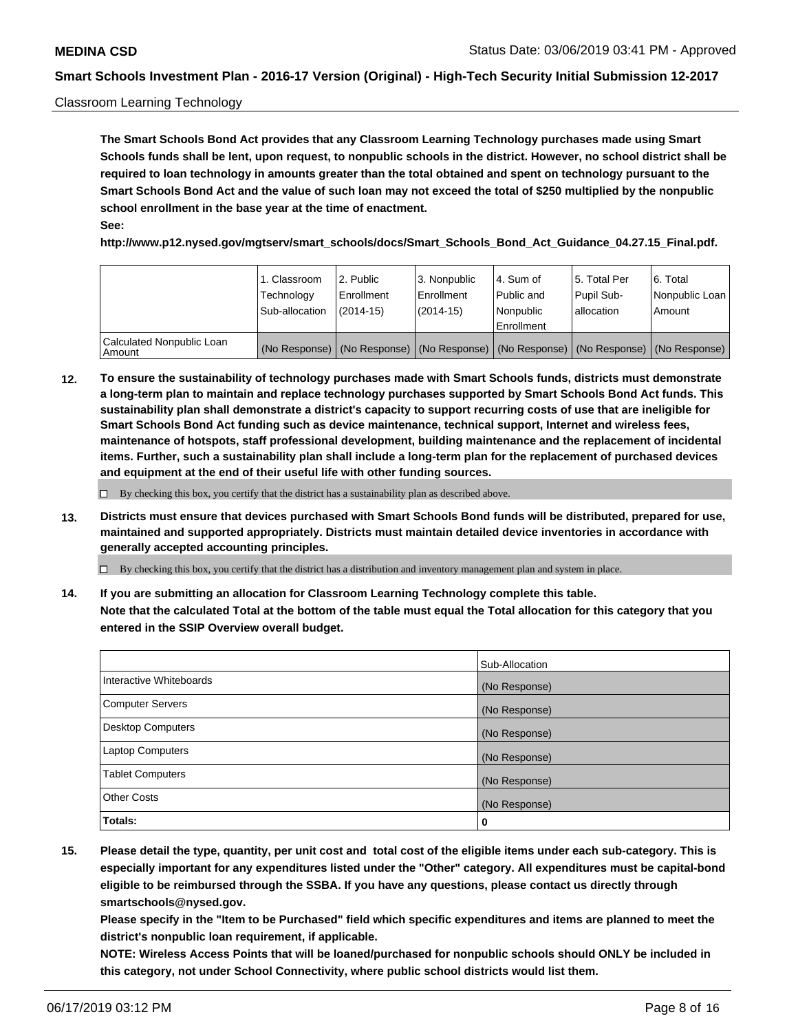Classroom Learning Technology

**The Smart Schools Bond Act provides that any Classroom Learning Technology purchases made using Smart Schools funds shall be lent, upon request, to nonpublic schools in the district. However, no school district shall be required to loan technology in amounts greater than the total obtained and spent on technology pursuant to the Smart Schools Bond Act and the value of such loan may not exceed the total of $250 multiplied by the nonpublic school enrollment in the base year at the time of enactment.**

**See:**

**http://www.p12.nysed.gov/mgtserv/smart_schools/docs/Smart_Schools_Bond_Act_Guidance_04.27.15_Final.pdf.**

| | 1. Classroom Technology Sub-allocation | 2. Public Enrollment (2014-15) | 3. Nonpublic Enrollment (2014-15) | 4. Sum of Public and Nonpublic Enrollment | 5. Total Per Pupil Sub-allocation | 6. Total Nonpublic Loan Amount |
|---|---|---|---|---|---|---|
| Calculated Nonpublic Loan Amount | (No Response) | (No Response) | (No Response) | (No Response) | (No Response) | (No Response) |

**12. To ensure the sustainability of technology purchases made with Smart Schools funds, districts must demonstrate a long-term plan to maintain and replace technology purchases supported by Smart Schools Bond Act funds. This sustainability plan shall demonstrate a district's capacity to support recurring costs of use that are ineligible for Smart Schools Bond Act funding such as device maintenance, technical support, Internet and wireless fees, maintenance of hotspots, staff professional development, building maintenance and the replacement of incidental items. Further, such a sustainability plan shall include a long-term plan for the replacement of purchased devices and equipment at the end of their useful life with other funding sources.**

☐ By checking this box, you certify that the district has a sustainability plan as described above.

**13. Districts must ensure that devices purchased with Smart Schools Bond funds will be distributed, prepared for use, maintained and supported appropriately. Districts must maintain detailed device inventories in accordance with generally accepted accounting principles.**

☐ By checking this box, you certify that the district has a distribution and inventory management plan and system in place.

**14. If you are submitting an allocation for Classroom Learning Technology complete this table.**
**Note that the calculated Total at the bottom of the table must equal the Total allocation for this category that you entered in the SSIP Overview overall budget.**

| | Sub-Allocation |
|---|---|
| Interactive Whiteboards | (No Response) |
| Computer Servers | (No Response) |
| Desktop Computers | (No Response) |
| Laptop Computers | (No Response) |
| Tablet Computers | (No Response) |
| Other Costs | (No Response) |
| **Totals:** | **0** |

**15. Please detail the type, quantity, per unit cost and total cost of the eligible items under each sub-category. This is especially important for any expenditures listed under the "Other" category. All expenditures must be capital-bond eligible to be reimbursed through the SSBA. If you have any questions, please contact us directly through smartschools@nysed.gov.**
**Please specify in the "Item to be Purchased" field which specific expenditures and items are planned to meet the district's nonpublic loan requirement, if applicable.**
**NOTE: Wireless Access Points that will be loaned/purchased for nonpublic schools should ONLY be included in this category, not under School Connectivity, where public school districts would list them.**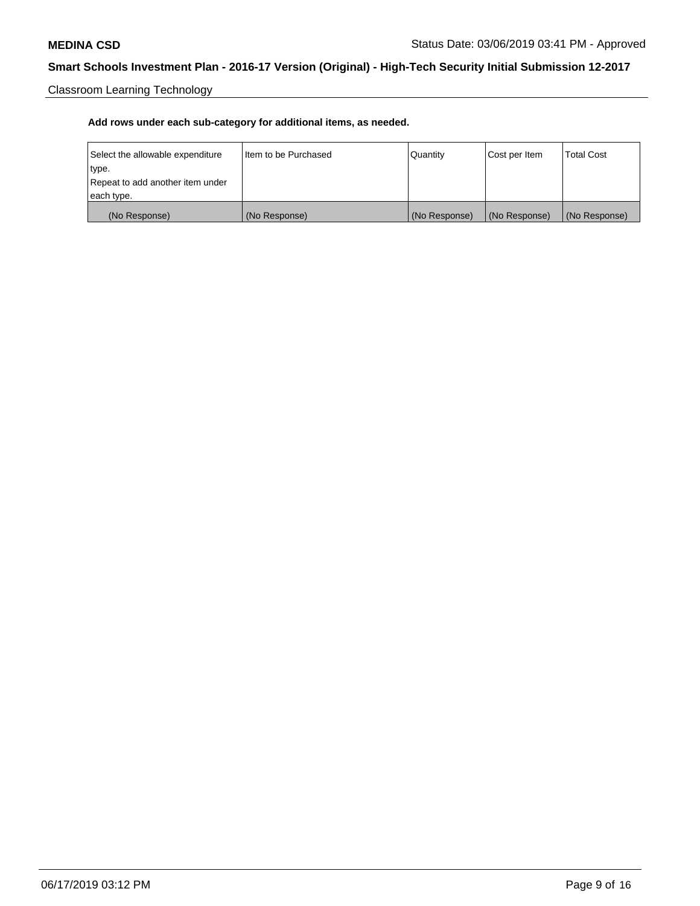Classroom Learning Technology

**Add rows under each sub-category for additional items, as needed.**

| Select the allowable expenditure type. Repeat to add another item under each type. | Item to be Purchased | Quantity | Cost per Item | Total Cost |
| --- | --- | --- | --- | --- |
| (No Response) | (No Response) | (No Response) | (No Response) | (No Response) |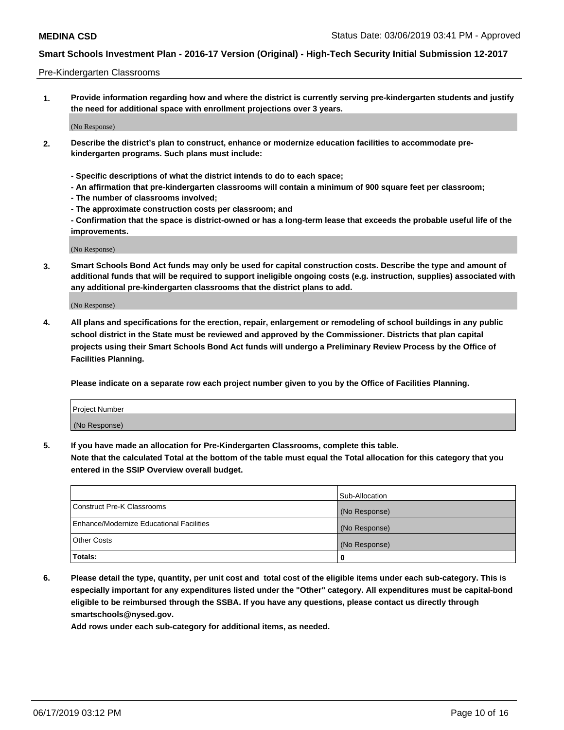Pre-Kindergarten Classrooms

**1. Provide information regarding how and where the district is currently serving pre-kindergarten students and justify the need for additional space with enrollment projections over 3 years.**

(No Response)

**2. Describe the district's plan to construct, enhance or modernize education facilities to accommodate pre-kindergarten programs. Such plans must include:**

**- Specific descriptions of what the district intends to do to each space;**
**- An affirmation that pre-kindergarten classrooms will contain a minimum of 900 square feet per classroom;**
**- The number of classrooms involved;**
**- The approximate construction costs per classroom; and**
**- Confirmation that the space is district-owned or has a long-term lease that exceeds the probable useful life of the improvements.**

(No Response)

**3. Smart Schools Bond Act funds may only be used for capital construction costs. Describe the type and amount of additional funds that will be required to support ineligible ongoing costs (e.g. instruction, supplies) associated with any additional pre-kindergarten classrooms that the district plans to add.**

(No Response)

**4. All plans and specifications for the erection, repair, enlargement or remodeling of school buildings in any public school district in the State must be reviewed and approved by the Commissioner. Districts that plan capital projects using their Smart Schools Bond Act funds will undergo a Preliminary Review Process by the Office of Facilities Planning.**

**Please indicate on a separate row each project number given to you by the Office of Facilities Planning.**

| Project Number |
| --- |
| (No Response) |

**5. If you have made an allocation for Pre-Kindergarten Classrooms, complete this table.**
**Note that the calculated Total at the bottom of the table must equal the Total allocation for this category that you entered in the SSIP Overview overall budget.**

| | Sub-Allocation |
| --- | --- |
| Construct Pre-K Classrooms | (No Response) |
| Enhance/Modernize Educational Facilities | (No Response) |
| Other Costs | (No Response) |
| **Totals:** | **0** |

**6. Please detail the type, quantity, per unit cost and total cost of the eligible items under each sub-category. This is especially important for any expenditures listed under the "Other" category. All expenditures must be capital-bond eligible to be reimbursed through the SSBA. If you have any questions, please contact us directly through smartschools@nysed.gov.**
**Add rows under each sub-category for additional items, as needed.**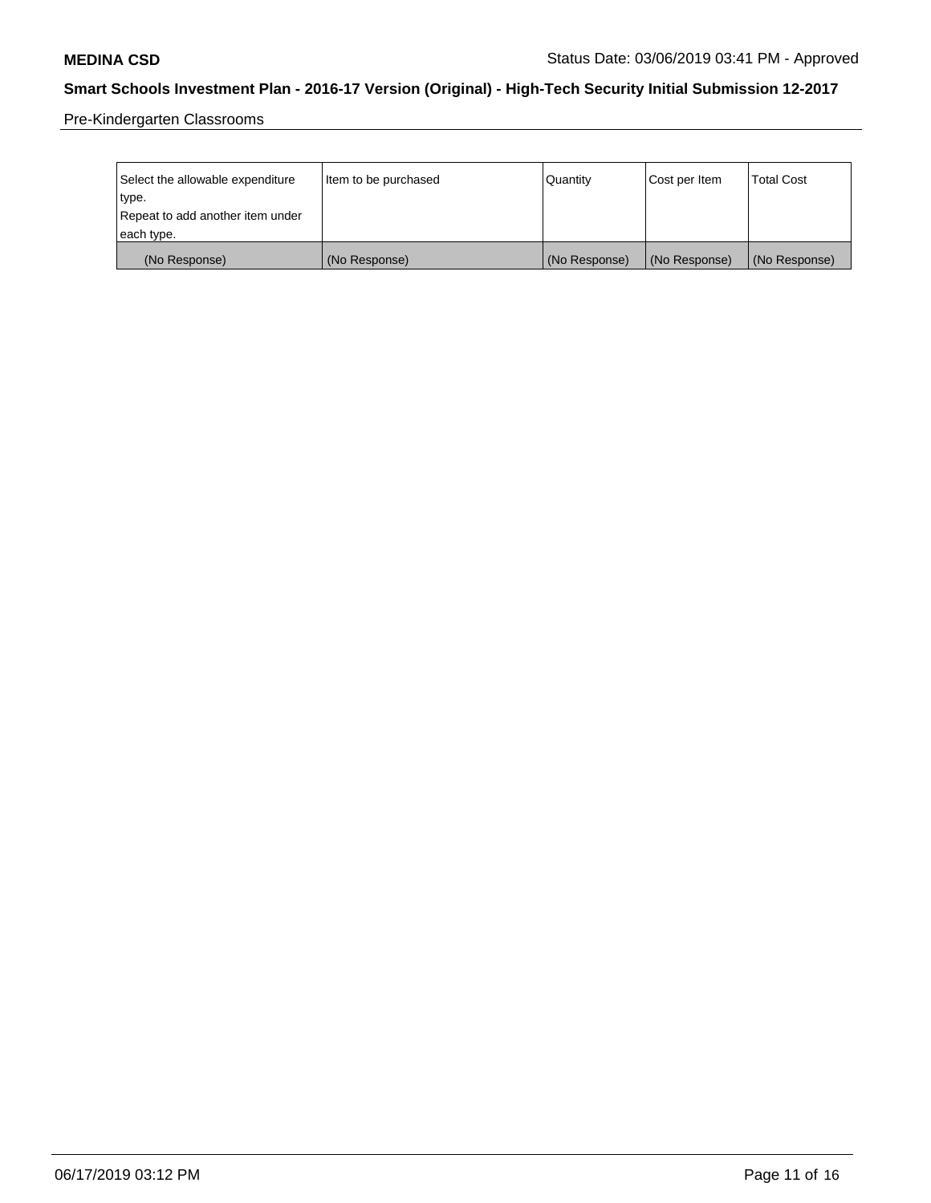Pre-Kindergarten Classrooms

| Select the allowable expenditure type. Repeat to add another item under each type. | Item to be purchased | Quantity | Cost per Item | Total Cost |
|---|---|---|---|---|
| (No Response) | (No Response) | (No Response) | (No Response) | (No Response) |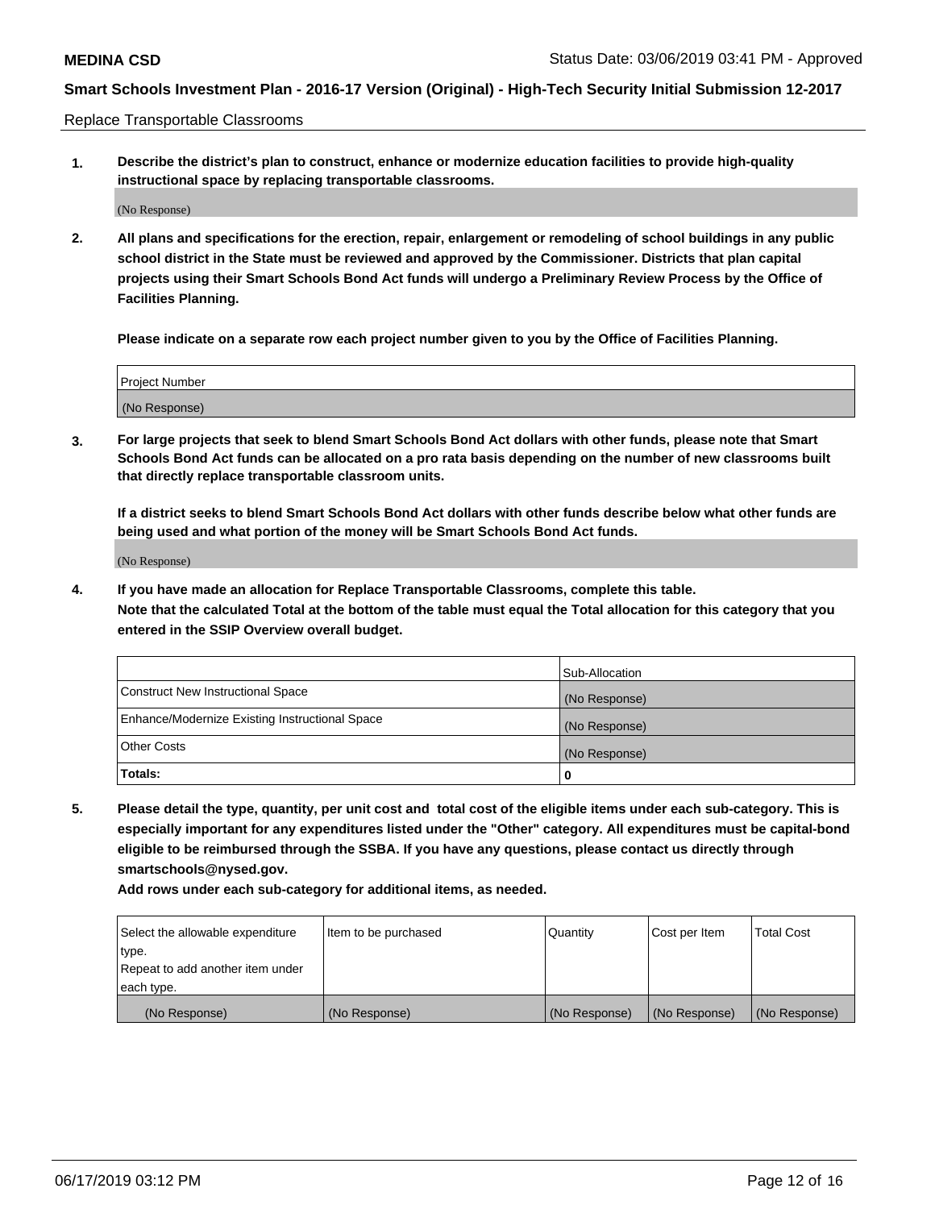Replace Transportable Classrooms

**1. Describe the district's plan to construct, enhance or modernize education facilities to provide high-quality instructional space by replacing transportable classrooms.**

(No Response)

**2. All plans and specifications for the erection, repair, enlargement or remodeling of school buildings in any public school district in the State must be reviewed and approved by the Commissioner. Districts that plan capital projects using their Smart Schools Bond Act funds will undergo a Preliminary Review Process by the Office of Facilities Planning.**

**Please indicate on a separate row each project number given to you by the Office of Facilities Planning.**

| Project Number |
|---|
| (No Response) |

**3. For large projects that seek to blend Smart Schools Bond Act dollars with other funds, please note that Smart Schools Bond Act funds can be allocated on a pro rata basis depending on the number of new classrooms built that directly replace transportable classroom units.**

**If a district seeks to blend Smart Schools Bond Act dollars with other funds describe below what other funds are being used and what portion of the money will be Smart Schools Bond Act funds.**

(No Response)

**4. If you have made an allocation for Replace Transportable Classrooms, complete this table. Note that the calculated Total at the bottom of the table must equal the Total allocation for this category that you entered in the SSIP Overview overall budget.**

| | Sub-Allocation |
|---|---|
| Construct New Instructional Space | (No Response) |
| Enhance/Modernize Existing Instructional Space | (No Response) |
| Other Costs | (No Response) |
| **Totals:** | **0** |

**5. Please detail the type, quantity, per unit cost and total cost of the eligible items under each sub-category. This is especially important for any expenditures listed under the "Other" category. All expenditures must be capital-bond eligible to be reimbursed through the SSBA. If you have any questions, please contact us directly through smartschools@nysed.gov.**

**Add rows under each sub-category for additional items, as needed.**

| Select the allowable expenditure type. Repeat to add another item under each type. | Item to be purchased | Quantity | Cost per Item | Total Cost |
|---|---|---|---|---|
| (No Response) | (No Response) | (No Response) | (No Response) | (No Response) |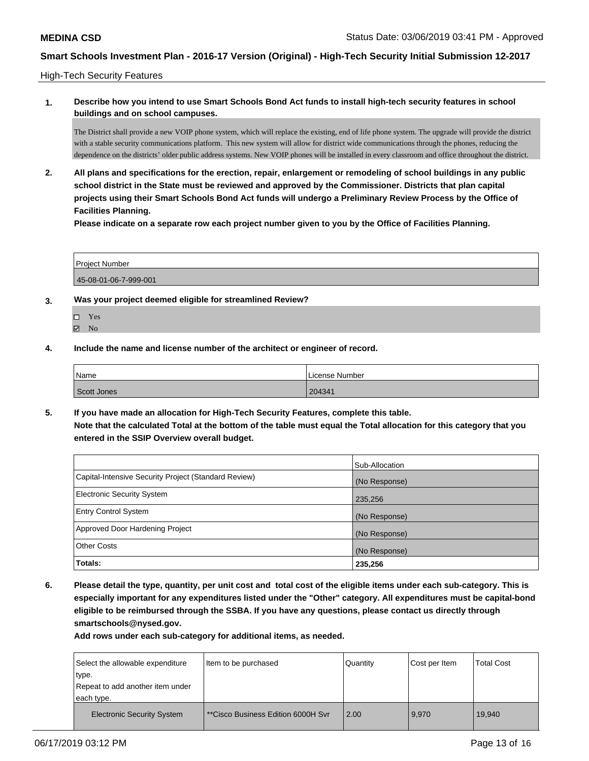High-Tech Security Features

**1. Describe how you intend to use Smart Schools Bond Act funds to install high-tech security features in school buildings and on school campuses.**

The District shall provide a new VOIP phone system, which will replace the existing, end of life phone system. The upgrade will provide the district with a stable security communications platform. This new system will allow for district wide communications through the phones, reducing the dependence on the districts' older public address systems. New VOIP phones will be installed in every classroom and office throughout the district.

**2. All plans and specifications for the erection, repair, enlargement or remodeling of school buildings in any public school district in the State must be reviewed and approved by the Commissioner. Districts that plan capital projects using their Smart Schools Bond Act funds will undergo a Preliminary Review Process by the Office of Facilities Planning.**

**Please indicate on a separate row each project number given to you by the Office of Facilities Planning.**

| Project Number |
|---|
| 45-08-01-06-7-999-001 |

**3. Was your project deemed eligible for streamlined Review?**

- ☐ Yes
- ☑ No

**4. Include the name and license number of the architect or engineer of record.**

| Name | License Number |
|---|---|
| Scott Jones | 204341 |

**5. If you have made an allocation for High-Tech Security Features, complete this table.**
**Note that the calculated Total at the bottom of the table must equal the Total allocation for this category that you entered in the SSIP Overview overall budget.**

| | Sub-Allocation |
|---|---|
| Capital-Intensive Security Project (Standard Review) | (No Response) |
| Electronic Security System | 235,256 |
| Entry Control System | (No Response) |
| Approved Door Hardening Project | (No Response) |
| Other Costs | (No Response) |
| **Totals:** | **235,256** |

**6. Please detail the type, quantity, per unit cost and total cost of the eligible items under each sub-category. This is especially important for any expenditures listed under the "Other" category. All expenditures must be capital-bond eligible to be reimbursed through the SSBA. If you have any questions, please contact us directly through smartschools@nysed.gov.**

**Add rows under each sub-category for additional items, as needed.**

| Select the allowable expenditure type. Repeat to add another item under each type. | Item to be purchased | Quantity | Cost per Item | Total Cost |
|---|---|---|---|---|
| Electronic Security System | **Cisco Business Edition 6000H Svr | 2.00 | 9,970 | 19,940 |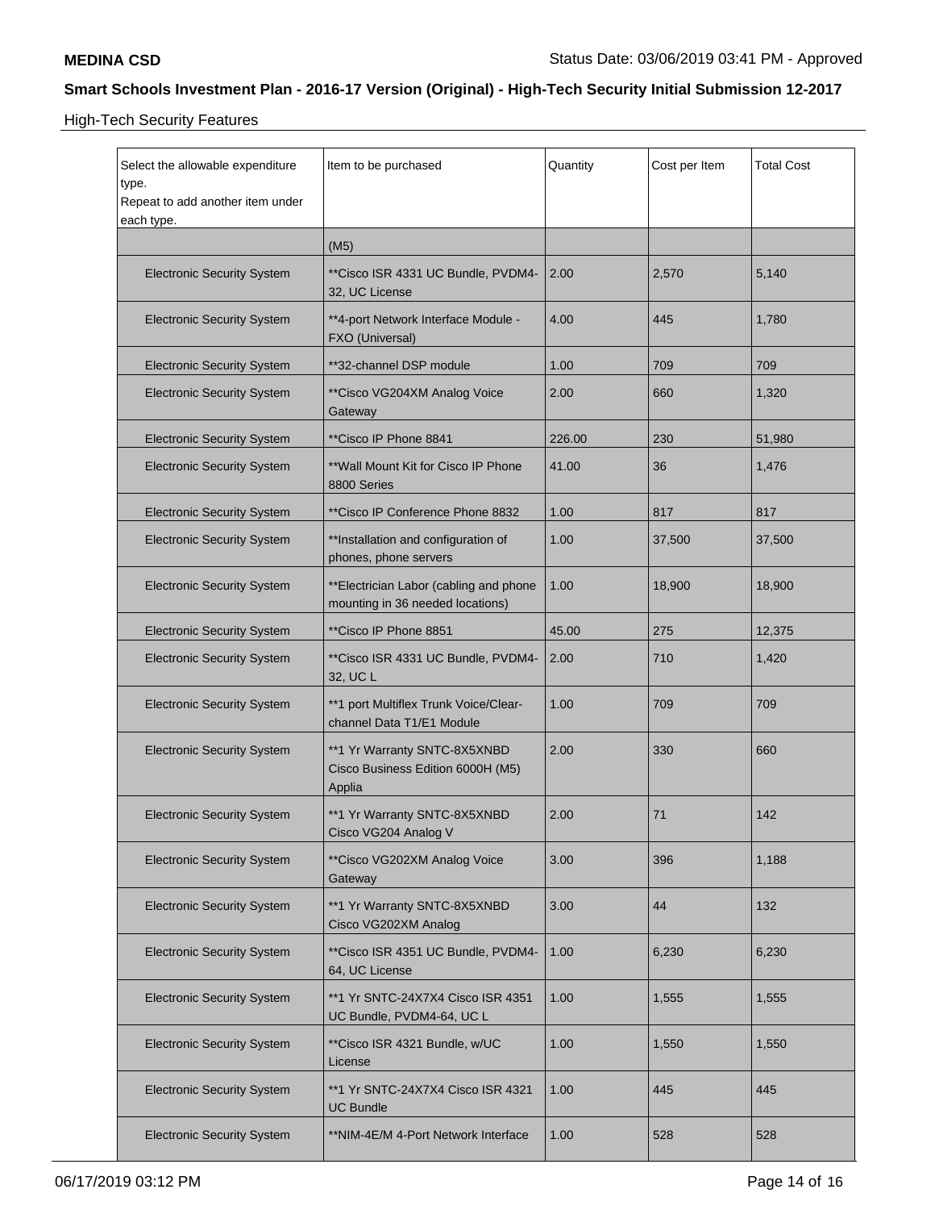## Smart Schools Investment Plan - 2016-17 Version (Original) - High-Tech Security Initial Submission 12-2017

High-Tech Security Features

| Select the allowable expenditure type. Repeat to add another item under each type. | Item to be purchased | Quantity | Cost per Item | Total Cost |
|---|---|---|---|---|
| | (M5) | | | |
| Electronic Security System | **Cisco ISR 4331 UC Bundle, PVDM4-32, UC License | 2.00 | 2,570 | 5,140 |
| Electronic Security System | **4-port Network Interface Module - FXO (Universal) | 4.00 | 445 | 1,780 |
| Electronic Security System | **32-channel DSP module | 1.00 | 709 | 709 |
| Electronic Security System | **Cisco VG204XM Analog Voice Gateway | 2.00 | 660 | 1,320 |
| Electronic Security System | **Cisco IP Phone 8841 | 226.00 | 230 | 51,980 |
| Electronic Security System | **Wall Mount Kit for Cisco IP Phone 8800 Series | 41.00 | 36 | 1,476 |
| Electronic Security System | **Cisco IP Conference Phone 8832 | 1.00 | 817 | 817 |
| Electronic Security System | **Installation and configuration of phones, phone servers | 1.00 | 37,500 | 37,500 |
| Electronic Security System | **Electrician Labor (cabling and phone mounting in 36 needed locations) | 1.00 | 18,900 | 18,900 |
| Electronic Security System | **Cisco IP Phone 8851 | 45.00 | 275 | 12,375 |
| Electronic Security System | **Cisco ISR 4331 UC Bundle, PVDM4-32, UC L | 2.00 | 710 | 1,420 |
| Electronic Security System | **1 port Multiflex Trunk Voice/Clear-channel Data T1/E1 Module | 1.00 | 709 | 709 |
| Electronic Security System | **1 Yr Warranty SNTC-8X5XNBD Cisco Business Edition 6000H (M5) Applia | 2.00 | 330 | 660 |
| Electronic Security System | **1 Yr Warranty SNTC-8X5XNBD Cisco VG204 Analog V | 2.00 | 71 | 142 |
| Electronic Security System | **Cisco VG202XM Analog Voice Gateway | 3.00 | 396 | 1,188 |
| Electronic Security System | **1 Yr Warranty SNTC-8X5XNBD Cisco VG202XM Analog | 3.00 | 44 | 132 |
| Electronic Security System | **Cisco ISR 4351 UC Bundle, PVDM4-64, UC License | 1.00 | 6,230 | 6,230 |
| Electronic Security System | **1 Yr SNTC-24X7X4 Cisco ISR 4351 UC Bundle, PVDM4-64, UC L | 1.00 | 1,555 | 1,555 |
| Electronic Security System | **Cisco ISR 4321 Bundle, w/UC License | 1.00 | 1,550 | 1,550 |
| Electronic Security System | **1 Yr SNTC-24X7X4 Cisco ISR 4321 UC Bundle | 1.00 | 445 | 445 |
| Electronic Security System | **NIM-4E/M 4-Port Network Interface | 1.00 | 528 | 528 |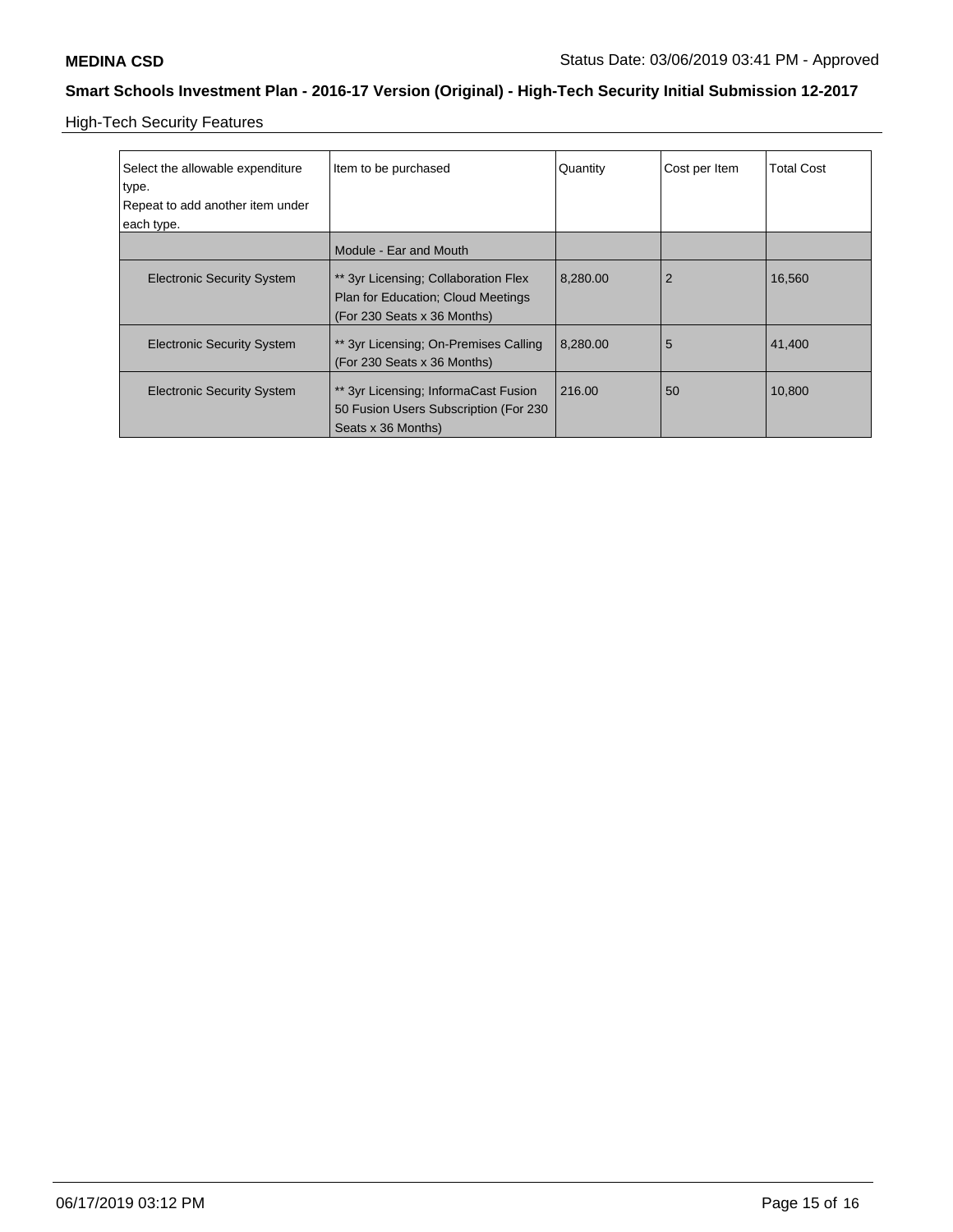**MEDINA CSD** Status Date: 03/06/2019 03:41 PM - Approved

**Smart Schools Investment Plan - 2016-17 Version (Original) - High-Tech Security Initial Submission 12-2017**

High-Tech Security Features

| Select the allowable expenditure type. Repeat to add another item under each type. | Item to be purchased | Quantity | Cost per Item | Total Cost |
|---|---|---|---|---|
| | Module - Ear and Mouth | | | |
| Electronic Security System | ** 3yr Licensing; Collaboration Flex Plan for Education; Cloud Meetings (For 230 Seats x 36 Months) | 8,280.00 | 2 | 16,560 |
| Electronic Security System | ** 3yr Licensing; On-Premises Calling (For 230 Seats x 36 Months) | 8,280.00 | 5 | 41,400 |
| Electronic Security System | ** 3yr Licensing; InformaCast Fusion 50 Fusion Users Subscription (For 230 Seats x 36 Months) | 216.00 | 50 | 10,800 |